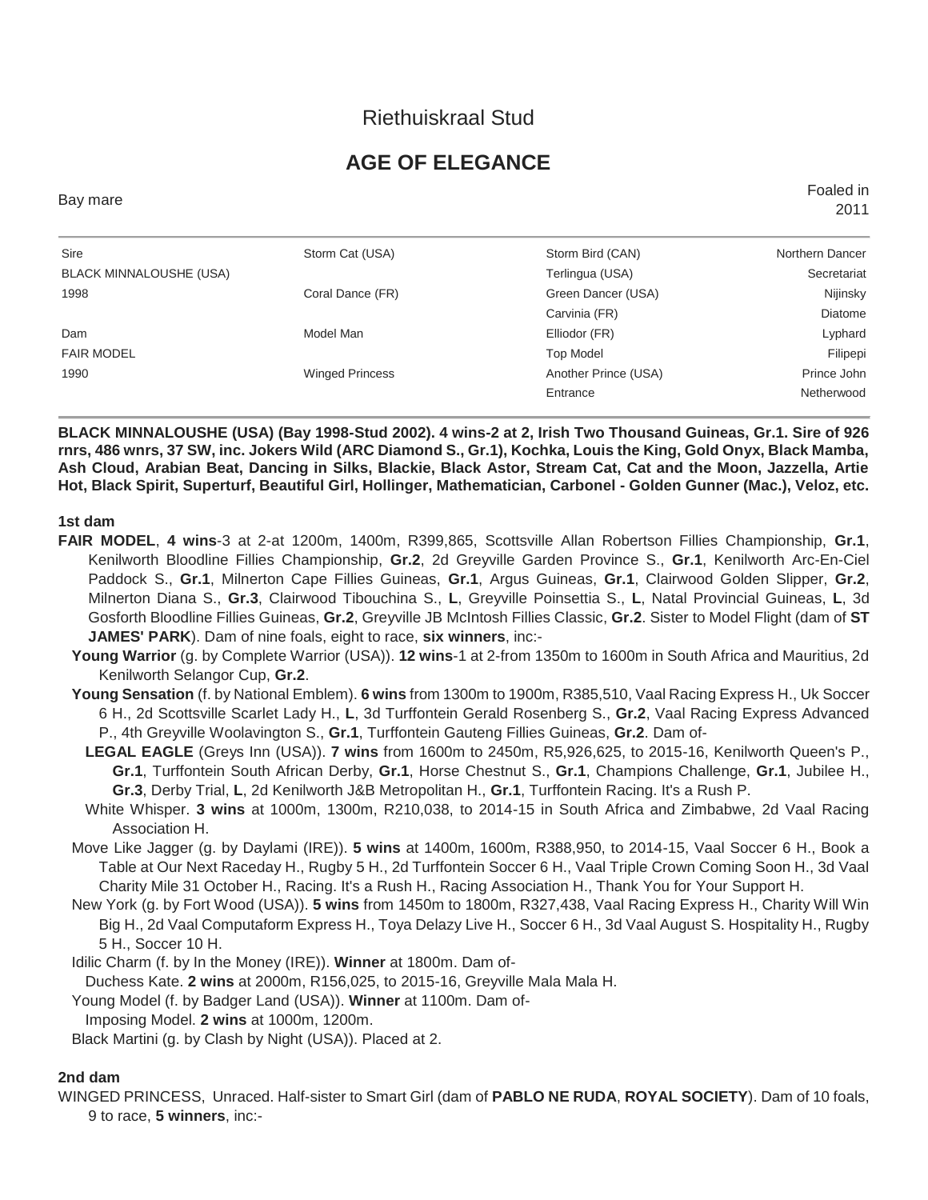Riethuiskraal Stud

# AGE OF ELEGANCE

Bay mare — Foaled in 2011

| | | | |
|---|---|---|---|
| Sire | Storm Cat (USA) | Storm Bird (CAN) | Northern Dancer |
| BLACK MINNALOUSHE (USA) | | Terlingua (USA) | Secretariat |
| 1998 | Coral Dance (FR) | Green Dancer (USA) | Nijinsky |
| | | Carvinia (FR) | Diatome |
| Dam | Model Man | Elliodor (FR) | Lyphard |
| FAIR MODEL | | Top Model | Filipepi |
| 1990 | Winged Princess | Another Prince (USA) | Prince John |
| | | Entrance | Netherwood |

**BLACK MINNALOUSHE (USA) (Bay 1998-Stud 2002). 4 wins-2 at 2, Irish Two Thousand Guineas, Gr.1. Sire of 926 rnrs, 486 wnrs, 37 SW, inc. Jokers Wild (ARC Diamond S., Gr.1), Kochka, Louis the King, Gold Onyx, Black Mamba, Ash Cloud, Arabian Beat, Dancing in Silks, Blackie, Black Astor, Stream Cat, Cat and the Moon, Jazzella, Artie Hot, Black Spirit, Superturf, Beautiful Girl, Hollinger, Mathematician, Carbonel - Golden Gunner (Mac.), Veloz, etc.**

**1st dam**

**FAIR MODEL**, **4 wins**-3 at 2-at 1200m, 1400m, R399,865, Scottsville Allan Robertson Fillies Championship, **Gr.1**, Kenilworth Bloodline Fillies Championship, **Gr.2**, 2d Greyville Garden Province S., **Gr.1**, Kenilworth Arc-En-Ciel Paddock S., **Gr.1**, Milnerton Cape Fillies Guineas, **Gr.1**, Argus Guineas, **Gr.1**, Clairwood Golden Slipper, **Gr.2**, Milnerton Diana S., **Gr.3**, Clairwood Tibouchina S., **L**, Greyville Poinsettia S., **L**, Natal Provincial Guineas, **L**, 3d Gosforth Bloodline Fillies Guineas, **Gr.2**, Greyville JB McIntosh Fillies Classic, **Gr.2**. Sister to Model Flight (dam of **ST JAMES' PARK**). Dam of nine foals, eight to race, **six winners**, inc:-

- **Young Warrior** (g. by Complete Warrior (USA)). **12 wins**-1 at 2-from 1350m to 1600m in South Africa and Mauritius, 2d Kenilworth Selangor Cup, **Gr.2**.
- **Young Sensation** (f. by National Emblem). **6 wins** from 1300m to 1900m, R385,510, Vaal Racing Express H., Uk Soccer 6 H., 2d Scottsville Scarlet Lady H., **L**, 3d Turffontein Gerald Rosenberg S., **Gr.2**, Vaal Racing Express Advanced P., 4th Greyville Woolavington S., **Gr.1**, Turffontein Gauteng Fillies Guineas, **Gr.2**. Dam of-
  - **LEGAL EAGLE** (Greys Inn (USA)). **7 wins** from 1600m to 2450m, R5,926,625, to 2015-16, Kenilworth Queen's P., **Gr.1**, Turffontein South African Derby, **Gr.1**, Horse Chestnut S., **Gr.1**, Champions Challenge, **Gr.1**, Jubilee H., **Gr.3**, Derby Trial, **L**, 2d Kenilworth J&B Metropolitan H., **Gr.1**, Turffontein Racing. It's a Rush P.
  - White Whisper. **3 wins** at 1000m, 1300m, R210,038, to 2014-15 in South Africa and Zimbabwe, 2d Vaal Racing Association H.
- Move Like Jagger (g. by Daylami (IRE)). **5 wins** at 1400m, 1600m, R388,950, to 2014-15, Vaal Soccer 6 H., Book a Table at Our Next Raceday H., Rugby 5 H., 2d Turffontein Soccer 6 H., Vaal Triple Crown Coming Soon H., 3d Vaal Charity Mile 31 October H., Racing. It's a Rush H., Racing Association H., Thank You for Your Support H.
- New York (g. by Fort Wood (USA)). **5 wins** from 1450m to 1800m, R327,438, Vaal Racing Express H., Charity Will Win Big H., 2d Vaal Computaform Express H., Toya Delazy Live H., Soccer 6 H., 3d Vaal August S. Hospitality H., Rugby 5 H., Soccer 10 H.
- Idilic Charm (f. by In the Money (IRE)). **Winner** at 1800m. Dam of-
  - Duchess Kate. **2 wins** at 2000m, R156,025, to 2015-16, Greyville Mala Mala H.
- Young Model (f. by Badger Land (USA)). **Winner** at 1100m. Dam of-
  - Imposing Model. **2 wins** at 1000m, 1200m.
- Black Martini (g. by Clash by Night (USA)). Placed at 2.

**2nd dam**

WINGED PRINCESS, Unraced. Half-sister to Smart Girl (dam of **PABLO NE RUDA**, **ROYAL SOCIETY**). Dam of 10 foals, 9 to race, **5 winners**, inc:-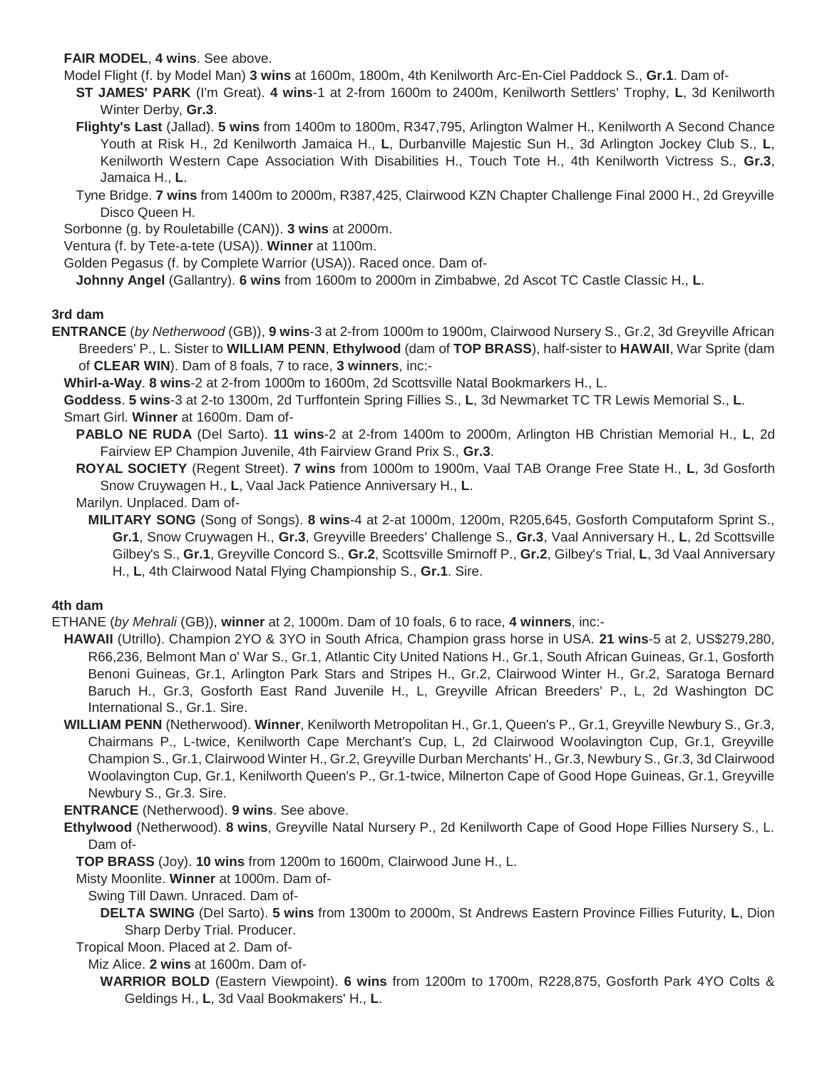**FAIR MODEL**, **4 wins**. See above.

Model Flight (f. by Model Man) **3 wins** at 1600m, 1800m, 4th Kenilworth Arc-En-Ciel Paddock S., **Gr.1**. Dam of-

**ST JAMES' PARK** (I'm Great). **4 wins**-1 at 2-from 1600m to 2400m, Kenilworth Settlers' Trophy, **L**, 3d Kenilworth Winter Derby, **Gr.3**.

**Flighty's Last** (Jallad). **5 wins** from 1400m to 1800m, R347,795, Arlington Walmer H., Kenilworth A Second Chance Youth at Risk H., **L**, Durbanville Majestic Sun H., 3d Arlington Jockey Club S., **L**, Kenilworth Western Cape Association With Disabilities H., Touch Tote H., 4th Kenilworth Victress S., **Gr.3**, Jamaica H., **L**.

Tyne Bridge. **7 wins** from 1400m to 2000m, R387,425, Clairwood KZN Chapter Challenge Final 2000 H., 2d Greyville Disco Queen H.

Sorbonne (g. by Rouletabille (CAN)). **3 wins** at 2000m.

Ventura (f. by Tete-a-tete (USA)). **Winner** at 1100m.

Golden Pegasus (f. by Complete Warrior (USA)). Raced once. Dam of-

**Johnny Angel** (Gallantry). **6 wins** from 1600m to 2000m in Zimbabwe, 2d Ascot TC Castle Classic H., **L**.

**3rd dam**

**ENTRANCE** (*by Netherwood* (GB)), **9 wins**-3 at 2-from 1000m to 1900m, Clairwood Nursery S., Gr.2, 3d Greyville African Breeders' P., L. Sister to **WILLIAM PENN**, **Ethylwood** (dam of **TOP BRASS**), half-sister to **HAWAII**, War Sprite (dam of **CLEAR WIN**). Dam of 8 foals, 7 to race, **3 winners**, inc:-

**Whirl-a-Way**. **8 wins**-2 at 2-from 1000m to 1600m, 2d Scottsville Natal Bookmarkers H., L.

**Goddess**. **5 wins**-3 at 2-to 1300m, 2d Turffontein Spring Fillies S., **L**, 3d Newmarket TC TR Lewis Memorial S., **L**.

Smart Girl. **Winner** at 1600m. Dam of-

**PABLO NE RUDA** (Del Sarto). **11 wins**-2 at 2-from 1400m to 2000m, Arlington HB Christian Memorial H., **L**, 2d Fairview EP Champion Juvenile, 4th Fairview Grand Prix S., **Gr.3**.

**ROYAL SOCIETY** (Regent Street). **7 wins** from 1000m to 1900m, Vaal TAB Orange Free State H., **L**, 3d Gosforth Snow Cruywagen H., **L**, Vaal Jack Patience Anniversary H., **L**.

Marilyn. Unplaced. Dam of-

**MILITARY SONG** (Song of Songs). **8 wins**-4 at 2-at 1000m, 1200m, R205,645, Gosforth Computaform Sprint S., **Gr.1**, Snow Cruywagen H., **Gr.3**, Greyville Breeders' Challenge S., **Gr.3**, Vaal Anniversary H., **L**, 2d Scottsville Gilbey's S., **Gr.1**, Greyville Concord S., **Gr.2**, Scottsville Smirnoff P., **Gr.2**, Gilbey's Trial, **L**, 3d Vaal Anniversary H., **L**, 4th Clairwood Natal Flying Championship S., **Gr.1**. Sire.

**4th dam**

ETHANE (*by Mehrali* (GB)), **winner** at 2, 1000m. Dam of 10 foals, 6 to race, **4 winners**, inc:-

**HAWAII** (Utrillo). Champion 2YO & 3YO in South Africa, Champion grass horse in USA. **21 wins**-5 at 2, US$279,280, R66,236, Belmont Man o' War S., Gr.1, Atlantic City United Nations H., Gr.1, South African Guineas, Gr.1, Gosforth Benoni Guineas, Gr.1, Arlington Park Stars and Stripes H., Gr.2, Clairwood Winter H., Gr.2, Saratoga Bernard Baruch H., Gr.3, Gosforth East Rand Juvenile H., L, Greyville African Breeders' P., L, 2d Washington DC International S., Gr.1. Sire.

**WILLIAM PENN** (Netherwood). **Winner**, Kenilworth Metropolitan H., Gr.1, Queen's P., Gr.1, Greyville Newbury S., Gr.3, Chairmans P., L-twice, Kenilworth Cape Merchant's Cup, L, 2d Clairwood Woolavington Cup, Gr.1, Greyville Champion S., Gr.1, Clairwood Winter H., Gr.2, Greyville Durban Merchants' H., Gr.3, Newbury S., Gr.3, 3d Clairwood Woolavington Cup, Gr.1, Kenilworth Queen's P., Gr.1-twice, Milnerton Cape of Good Hope Guineas, Gr.1, Greyville Newbury S., Gr.3. Sire.

**ENTRANCE** (Netherwood). **9 wins**. See above.

**Ethylwood** (Netherwood). **8 wins**, Greyville Natal Nursery P., 2d Kenilworth Cape of Good Hope Fillies Nursery S., L. Dam of-

**TOP BRASS** (Joy). **10 wins** from 1200m to 1600m, Clairwood June H., L.

Misty Moonlite. **Winner** at 1000m. Dam of-

Swing Till Dawn. Unraced. Dam of-

**DELTA SWING** (Del Sarto). **5 wins** from 1300m to 2000m, St Andrews Eastern Province Fillies Futurity, **L**, Dion Sharp Derby Trial. Producer.

Tropical Moon. Placed at 2. Dam of-

Miz Alice. **2 wins** at 1600m. Dam of-

**WARRIOR BOLD** (Eastern Viewpoint). **6 wins** from 1200m to 1700m, R228,875, Gosforth Park 4YO Colts & Geldings H., **L**, 3d Vaal Bookmakers' H., **L**.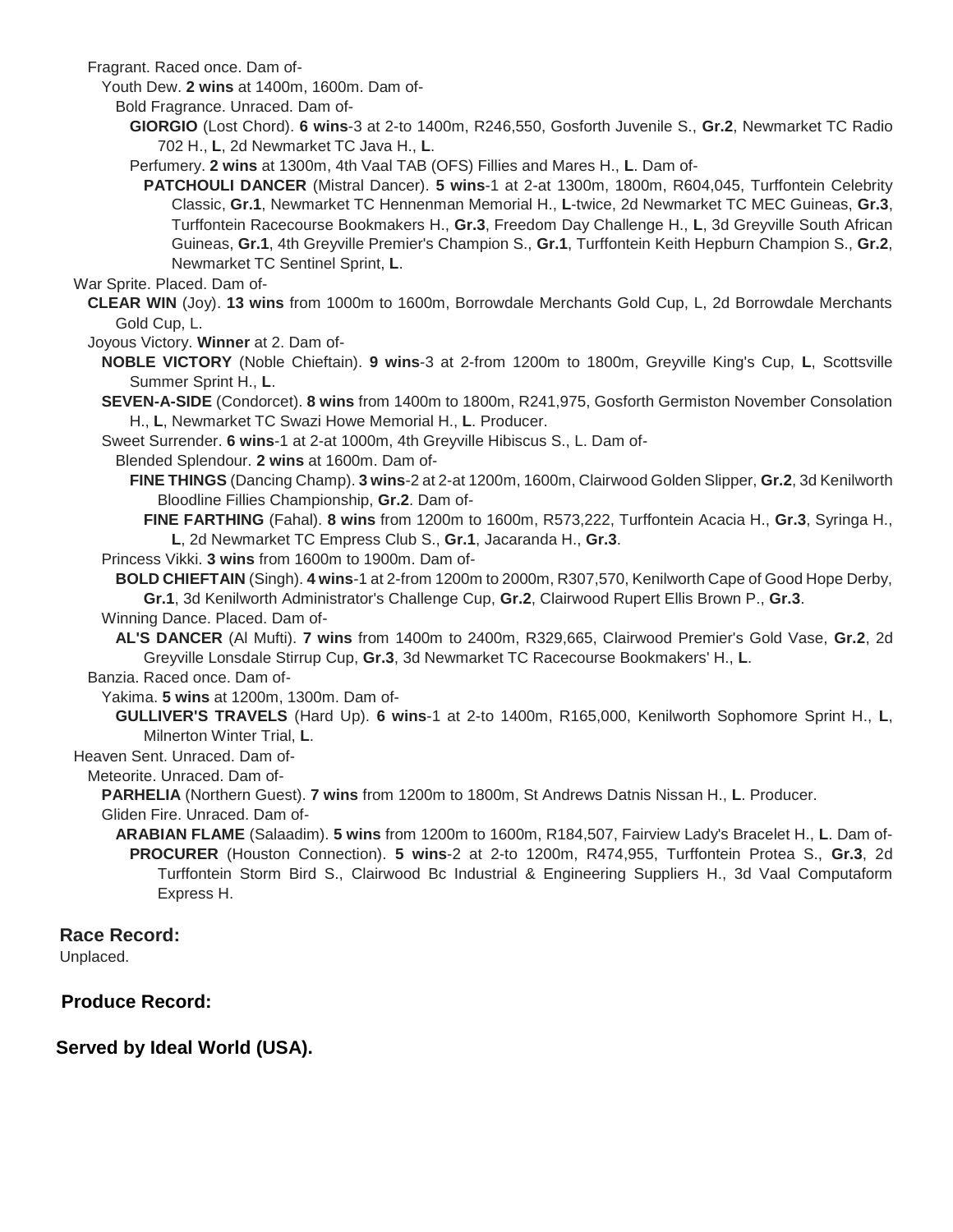Fragrant. Raced once. Dam of-

Youth Dew. **2 wins** at 1400m, 1600m. Dam of-

Bold Fragrance. Unraced. Dam of-

**GIORGIO** (Lost Chord). **6 wins**-3 at 2-to 1400m, R246,550, Gosforth Juvenile S., **Gr.2**, Newmarket TC Radio 702 H., **L**, 2d Newmarket TC Java H., **L**.

Perfumery. **2 wins** at 1300m, 4th Vaal TAB (OFS) Fillies and Mares H., **L**. Dam of-

**PATCHOULI DANCER** (Mistral Dancer). **5 wins**-1 at 2-at 1300m, 1800m, R604,045, Turffontein Celebrity Classic, **Gr.1**, Newmarket TC Hennenman Memorial H., **L**-twice, 2d Newmarket TC MEC Guineas, **Gr.3**, Turffontein Racecourse Bookmakers H., **Gr.3**, Freedom Day Challenge H., **L**, 3d Greyville South African Guineas, **Gr.1**, 4th Greyville Premier's Champion S., **Gr.1**, Turffontein Keith Hepburn Champion S., **Gr.2**, Newmarket TC Sentinel Sprint, **L**.

War Sprite. Placed. Dam of-

**CLEAR WIN** (Joy). **13 wins** from 1000m to 1600m, Borrowdale Merchants Gold Cup, L, 2d Borrowdale Merchants Gold Cup, L.

Joyous Victory. **Winner** at 2. Dam of-

**NOBLE VICTORY** (Noble Chieftain). **9 wins**-3 at 2-from 1200m to 1800m, Greyville King's Cup, **L**, Scottsville Summer Sprint H., **L**.

**SEVEN-A-SIDE** (Condorcet). **8 wins** from 1400m to 1800m, R241,975, Gosforth Germiston November Consolation H., **L**, Newmarket TC Swazi Howe Memorial H., **L**. Producer.

Sweet Surrender. **6 wins**-1 at 2-at 1000m, 4th Greyville Hibiscus S., L. Dam of-

Blended Splendour. **2 wins** at 1600m. Dam of-

**FINE THINGS** (Dancing Champ). **3 wins**-2 at 2-at 1200m, 1600m, Clairwood Golden Slipper, **Gr.2**, 3d Kenilworth Bloodline Fillies Championship, **Gr.2**. Dam of-

**FINE FARTHING** (Fahal). **8 wins** from 1200m to 1600m, R573,222, Turffontein Acacia H., **Gr.3**, Syringa H., **L**, 2d Newmarket TC Empress Club S., **Gr.1**, Jacaranda H., **Gr.3**.

Princess Vikki. **3 wins** from 1600m to 1900m. Dam of-

**BOLD CHIEFTAIN** (Singh). **4 wins**-1 at 2-from 1200m to 2000m, R307,570, Kenilworth Cape of Good Hope Derby, **Gr.1**, 3d Kenilworth Administrator's Challenge Cup, **Gr.2**, Clairwood Rupert Ellis Brown P., **Gr.3**.

Winning Dance. Placed. Dam of-

**AL'S DANCER** (Al Mufti). **7 wins** from 1400m to 2400m, R329,665, Clairwood Premier's Gold Vase, **Gr.2**, 2d Greyville Lonsdale Stirrup Cup, **Gr.3**, 3d Newmarket TC Racecourse Bookmakers' H., **L**.

Banzia. Raced once. Dam of-

Yakima. **5 wins** at 1200m, 1300m. Dam of-

**GULLIVER'S TRAVELS** (Hard Up). **6 wins**-1 at 2-to 1400m, R165,000, Kenilworth Sophomore Sprint H., **L**, Milnerton Winter Trial, **L**.

Heaven Sent. Unraced. Dam of-

Meteorite. Unraced. Dam of-

**PARHELIA** (Northern Guest). **7 wins** from 1200m to 1800m, St Andrews Datnis Nissan H., **L**. Producer.

Gliden Fire. Unraced. Dam of-

**ARABIAN FLAME** (Salaadim). **5 wins** from 1200m to 1600m, R184,507, Fairview Lady's Bracelet H., **L**. Dam of-

**PROCURER** (Houston Connection). **5 wins**-2 at 2-to 1200m, R474,955, Turffontein Protea S., **Gr.3**, 2d Turffontein Storm Bird S., Clairwood Bc Industrial & Engineering Suppliers H., 3d Vaal Computaform Express H.

## Race Record:

Unplaced.

## Produce Record:

## Served by Ideal World (USA).